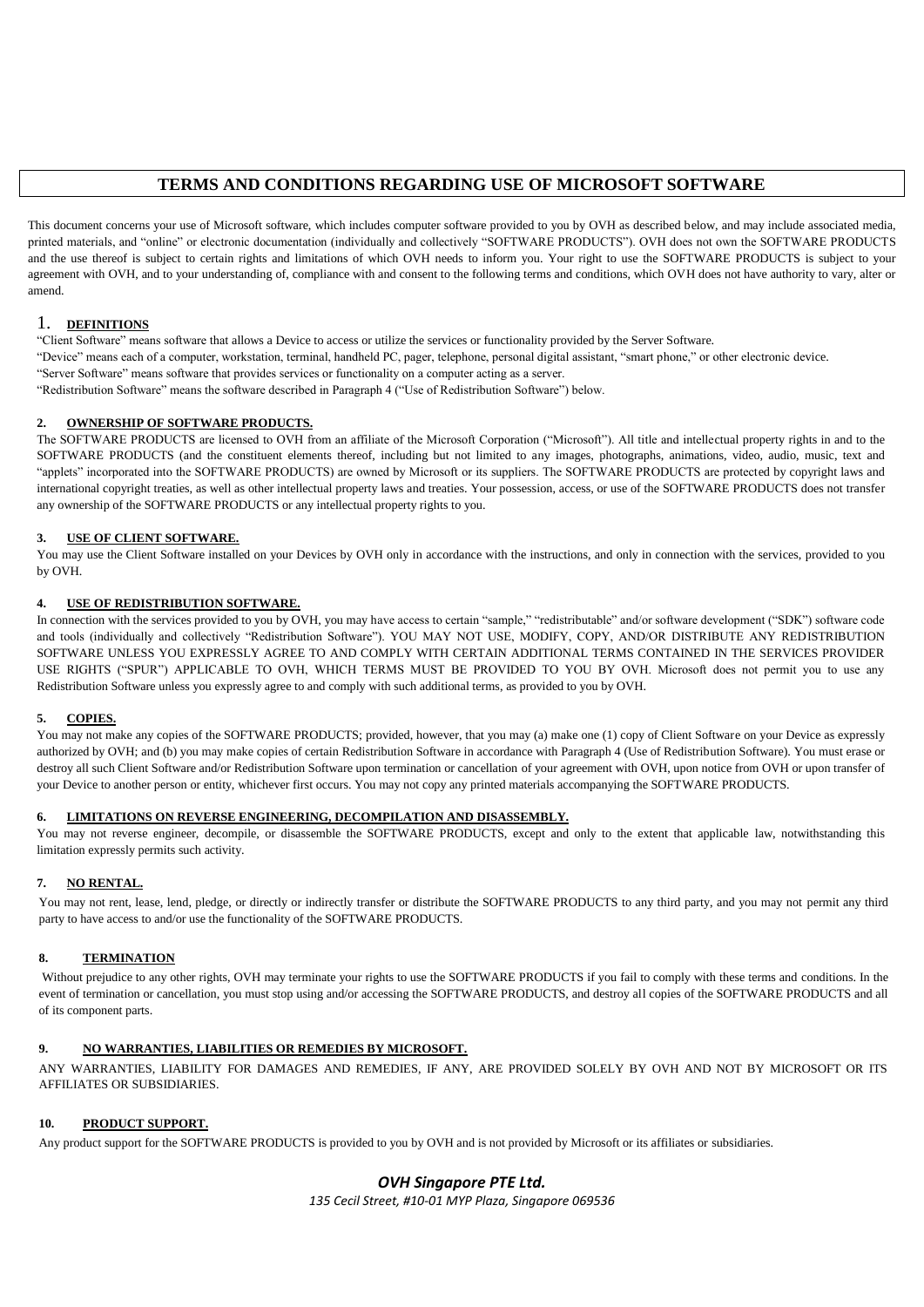# TERMS AND CONDITIONS REGARDING USE OF MICROSOFT SOFTWARE

This document concerns your use of Microsoft software, which includes computer software provided to you by OVH as described below, and may include associated media, printed materials, and "online" or electronic documentation (individually and collectively "SOFTWARE PRODUCTS"). OVH does not own the SOFTWARE PRODUCTS and the use thereof is subject to certain rights and limitations of which OVH needs to inform you. Your right to use the SOFTWARE PRODUCTS is subject to your agreement with OVH, and to your understanding of, compliance with and consent to the following terms and conditions, which OVH does not have authority to vary, alter or amend.

## 1. DEFINITIONS

"Client Software" means software that allows a Device to access or utilize the services or functionality provided by the Server Software.

"Device" means each of a computer, workstation, terminal, handheld PC, pager, telephone, personal digital assistant, "smart phone," or other electronic device.

"Server Software" means software that provides services or functionality on a computer acting as a server.

"Redistribution Software" means the software described in Paragraph 4 ("Use of Redistribution Software") below.

## 2. OWNERSHIP OF SOFTWARE PRODUCTS.

The SOFTWARE PRODUCTS are licensed to OVH from an affiliate of the Microsoft Corporation ("Microsoft"). All title and intellectual property rights in and to the SOFTWARE PRODUCTS (and the constituent elements thereof, including but not limited to any images, photographs, animations, video, audio, music, text and "applets" incorporated into the SOFTWARE PRODUCTS) are owned by Microsoft or its suppliers. The SOFTWARE PRODUCTS are protected by copyright laws and international copyright treaties, as well as other intellectual property laws and treaties. Your possession, access, or use of the SOFTWARE PRODUCTS does not transfer any ownership of the SOFTWARE PRODUCTS or any intellectual property rights to you.

## 3. USE OF CLIENT SOFTWARE.

You may use the Client Software installed on your Devices by OVH only in accordance with the instructions, and only in connection with the services, provided to you by OVH.

## 4. USE OF REDISTRIBUTION SOFTWARE.

In connection with the services provided to you by OVH, you may have access to certain "sample," "redistributable" and/or software development ("SDK") software code and tools (individually and collectively "Redistribution Software"). YOU MAY NOT USE, MODIFY, COPY, AND/OR DISTRIBUTE ANY REDISTRIBUTION SOFTWARE UNLESS YOU EXPRESSLY AGREE TO AND COMPLY WITH CERTAIN ADDITIONAL TERMS CONTAINED IN THE SERVICES PROVIDER USE RIGHTS ("SPUR") APPLICABLE TO OVH, WHICH TERMS MUST BE PROVIDED TO YOU BY OVH. Microsoft does not permit you to use any Redistribution Software unless you expressly agree to and comply with such additional terms, as provided to you by OVH.

## 5. COPIES.

You may not make any copies of the SOFTWARE PRODUCTS; provided, however, that you may (a) make one (1) copy of Client Software on your Device as expressly authorized by OVH; and (b) you may make copies of certain Redistribution Software in accordance with Paragraph 4 (Use of Redistribution Software). You must erase or destroy all such Client Software and/or Redistribution Software upon termination or cancellation of your agreement with OVH, upon notice from OVH or upon transfer of your Device to another person or entity, whichever first occurs. You may not copy any printed materials accompanying the SOFTWARE PRODUCTS.

## 6. LIMITATIONS ON REVERSE ENGINEERING, DECOMPILATION AND DISASSEMBLY.

You may not reverse engineer, decompile, or disassemble the SOFTWARE PRODUCTS, except and only to the extent that applicable law, notwithstanding this limitation expressly permits such activity.

## 7. NO RENTAL.

You may not rent, lease, lend, pledge, or directly or indirectly transfer or distribute the SOFTWARE PRODUCTS to any third party, and you may not permit any third party to have access to and/or use the functionality of the SOFTWARE PRODUCTS.

## 8. TERMINATION

Without prejudice to any other rights, OVH may terminate your rights to use the SOFTWARE PRODUCTS if you fail to comply with these terms and conditions. In the event of termination or cancellation, you must stop using and/or accessing the SOFTWARE PRODUCTS, and destroy all copies of the SOFTWARE PRODUCTS and all of its component parts.

## 9. NO WARRANTIES, LIABILITIES OR REMEDIES BY MICROSOFT.

ANY WARRANTIES, LIABILITY FOR DAMAGES AND REMEDIES, IF ANY, ARE PROVIDED SOLELY BY OVH AND NOT BY MICROSOFT OR ITS AFFILIATES OR SUBSIDIARIES.

## 10. PRODUCT SUPPORT.

Any product support for the SOFTWARE PRODUCTS is provided to you by OVH and is not provided by Microsoft or its affiliates or subsidiaries.

***OVH Singapore PTE Ltd.***

*135 Cecil Street, #10-01 MYP Plaza, Singapore 069536*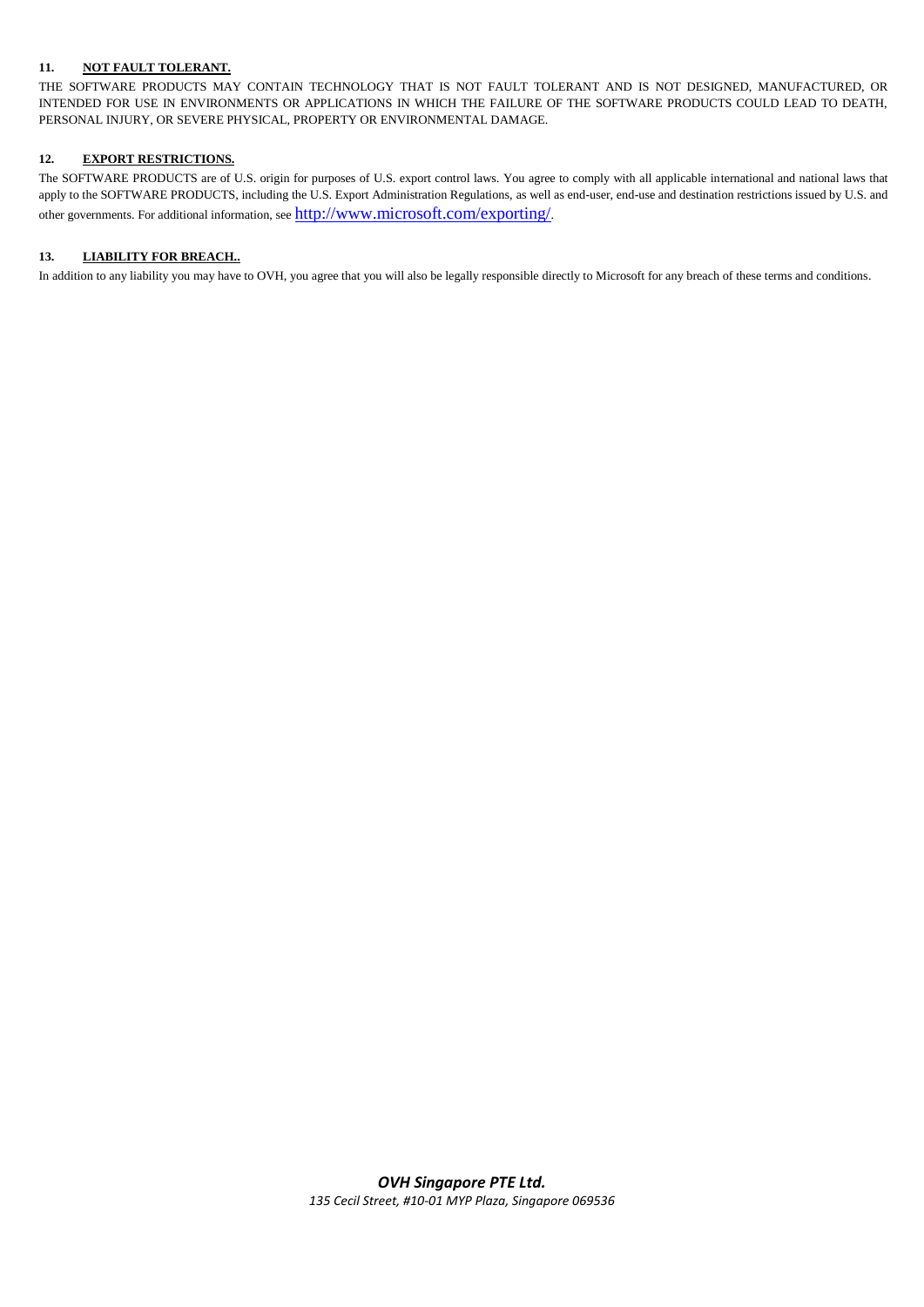**11. NOT FAULT TOLERANT.**

THE SOFTWARE PRODUCTS MAY CONTAIN TECHNOLOGY THAT IS NOT FAULT TOLERANT AND IS NOT DESIGNED, MANUFACTURED, OR INTENDED FOR USE IN ENVIRONMENTS OR APPLICATIONS IN WHICH THE FAILURE OF THE SOFTWARE PRODUCTS COULD LEAD TO DEATH, PERSONAL INJURY, OR SEVERE PHYSICAL, PROPERTY OR ENVIRONMENTAL DAMAGE.

**12. EXPORT RESTRICTIONS.**

The SOFTWARE PRODUCTS are of U.S. origin for purposes of U.S. export control laws. You agree to comply with all applicable international and national laws that apply to the SOFTWARE PRODUCTS, including the U.S. Export Administration Regulations, as well as end-user, end-use and destination restrictions issued by U.S. and other governments. For additional information, see http://www.microsoft.com/exporting/.

**13. LIABILITY FOR BREACH..**

In addition to any liability you may have to OVH, you agree that you will also be legally responsible directly to Microsoft for any breach of these terms and conditions.

***OVH Singapore PTE Ltd.***

*135 Cecil Street, #10-01 MYP Plaza, Singapore 069536*